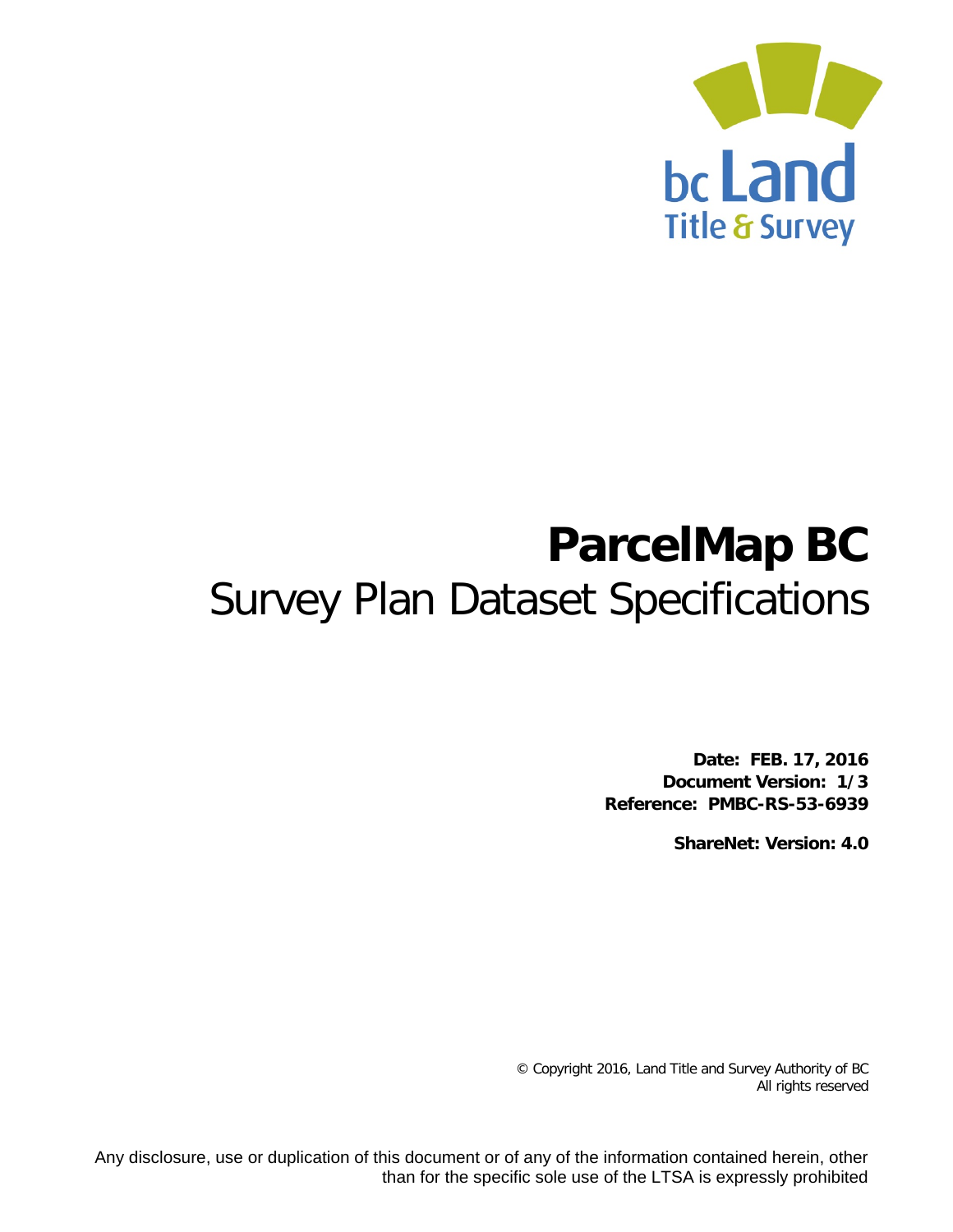bc Land
Title & Survey

# ParcelMap BC

## Survey Plan Dataset Specifications

**Date: FEB. 17, 2016**
**Document Version: 1/3**
**Reference: PMBC-RS-53-6939**

**ShareNet: Version: 4.0**

© Copyright 2016, Land Title and Survey Authority of BC
All rights reserved

Any disclosure, use or duplication of this document or of any of the information contained herein, other than for the specific sole use of the LTSA is expressly prohibited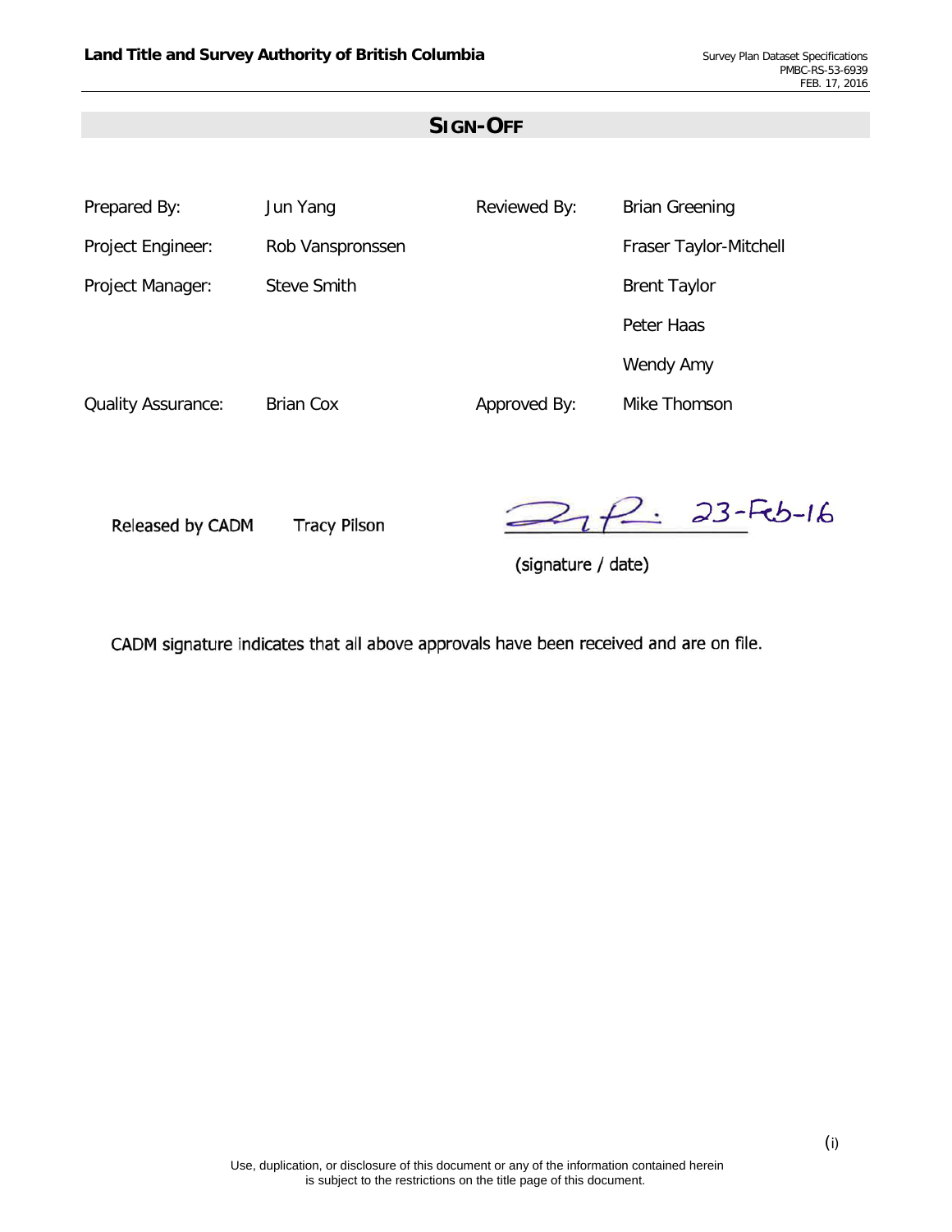## SIGN-OFF

| | | | |
|---|---|---|---|
| Prepared By: | Jun Yang | Reviewed By: | Brian Greening |
| Project Engineer: | Rob Vanspronssen | | Fraser Taylor-Mitchell |
| Project Manager: | Steve Smith | | Brent Taylor |
| | | | Peter Haas |
| | | | Wendy Amy |
| Quality Assurance: | Brian Cox | Approved By: | Mike Thomson |

Released by CADM Tracy Pilson 23-Feb-16

(signature / date)

CADM signature indicates that all above approvals have been received and are on file.

Use, duplication, or disclosure of this document or any of the information contained herein is subject to the restrictions on the title page of this document.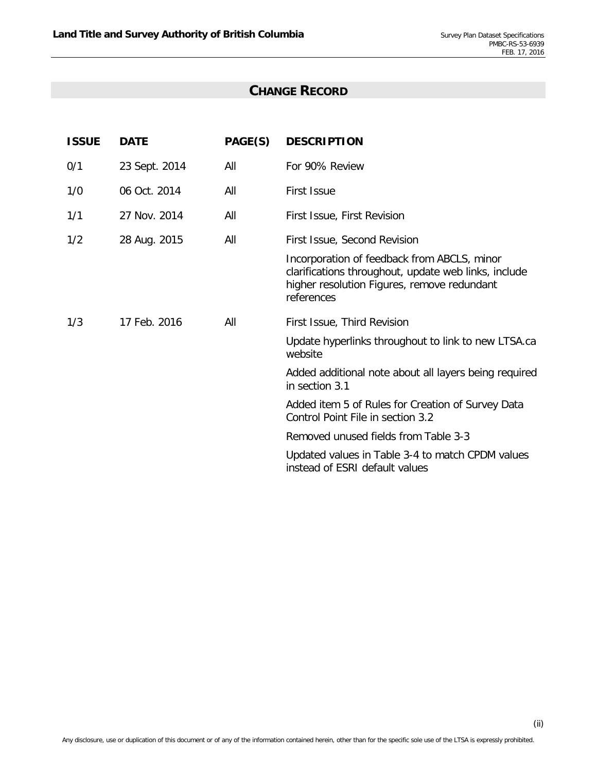# CHANGE RECORD

| ISSUE | DATE | PAGE(S) | DESCRIPTION |
|---|---|---|---|
| 0/1 | 23 Sept. 2014 | All | For 90% Review |
| 1/0 | 06 Oct. 2014 | All | First Issue |
| 1/1 | 27 Nov. 2014 | All | First Issue, First Revision |
| 1/2 | 28 Aug. 2015 | All | First Issue, Second Revision<br><br>Incorporation of feedback from ABCLS, minor clarifications throughout, update web links, include higher resolution Figures, remove redundant references |
| 1/3 | 17 Feb. 2016 | All | First Issue, Third Revision<br><br>Update hyperlinks throughout to link to new LTSA.ca website<br><br>Added additional note about all layers being required in section 3.1<br><br>Added item 5 of Rules for Creation of Survey Data Control Point File in section 3.2<br><br>Removed unused fields from Table 3-3<br><br>Updated values in Table 3-4 to match CPDM values instead of ESRI default values |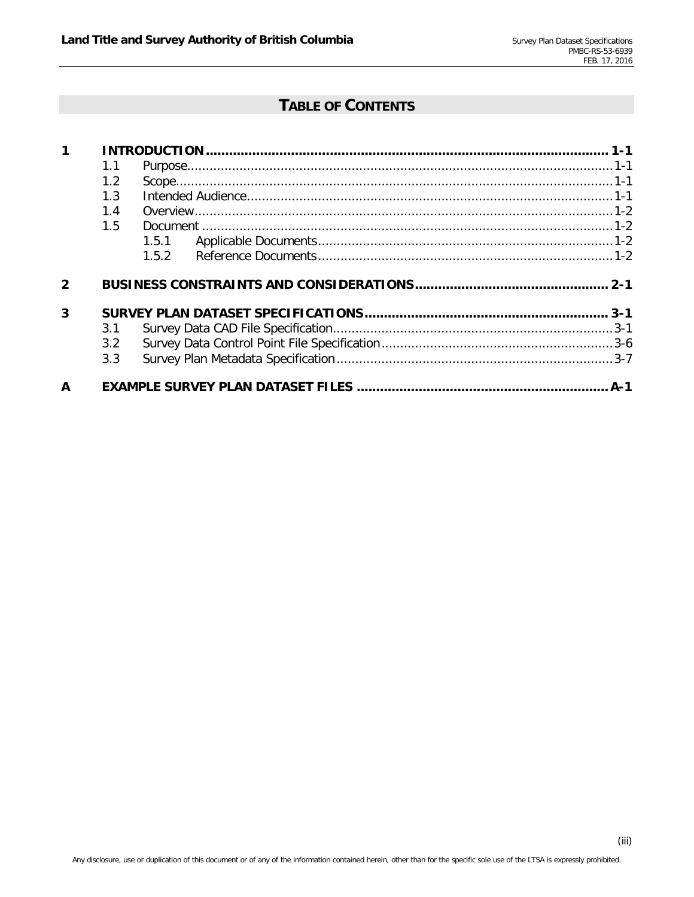# TABLE OF CONTENTS

| | | | | |
|---|---|---|---|---|
| **1** | **INTRODUCTION** | | | **1-1** |
| | 1.1 | Purpose | | 1-1 |
| | 1.2 | Scope | | 1-1 |
| | 1.3 | Intended Audience | | 1-1 |
| | 1.4 | Overview | | 1-2 |
| | 1.5 | Document | | 1-2 |
| | | 1.5.1 | Applicable Documents | 1-2 |
| | | 1.5.2 | Reference Documents | 1-2 |
| **2** | **BUSINESS CONSTRAINTS AND CONSIDERATIONS** | | | **2-1** |
| **3** | **SURVEY PLAN DATASET SPECIFICATIONS** | | | **3-1** |
| | 3.1 | Survey Data CAD File Specification | | 3-1 |
| | 3.2 | Survey Data Control Point File Specification | | 3-6 |
| | 3.3 | Survey Plan Metadata Specification | | 3-7 |
| **A** | **EXAMPLE SURVEY PLAN DATASET FILES** | | | **A-1** |

Any disclosure, use or duplication of this document or of any of the information contained herein, other than for the specific sole use of the LTSA is expressly prohibited.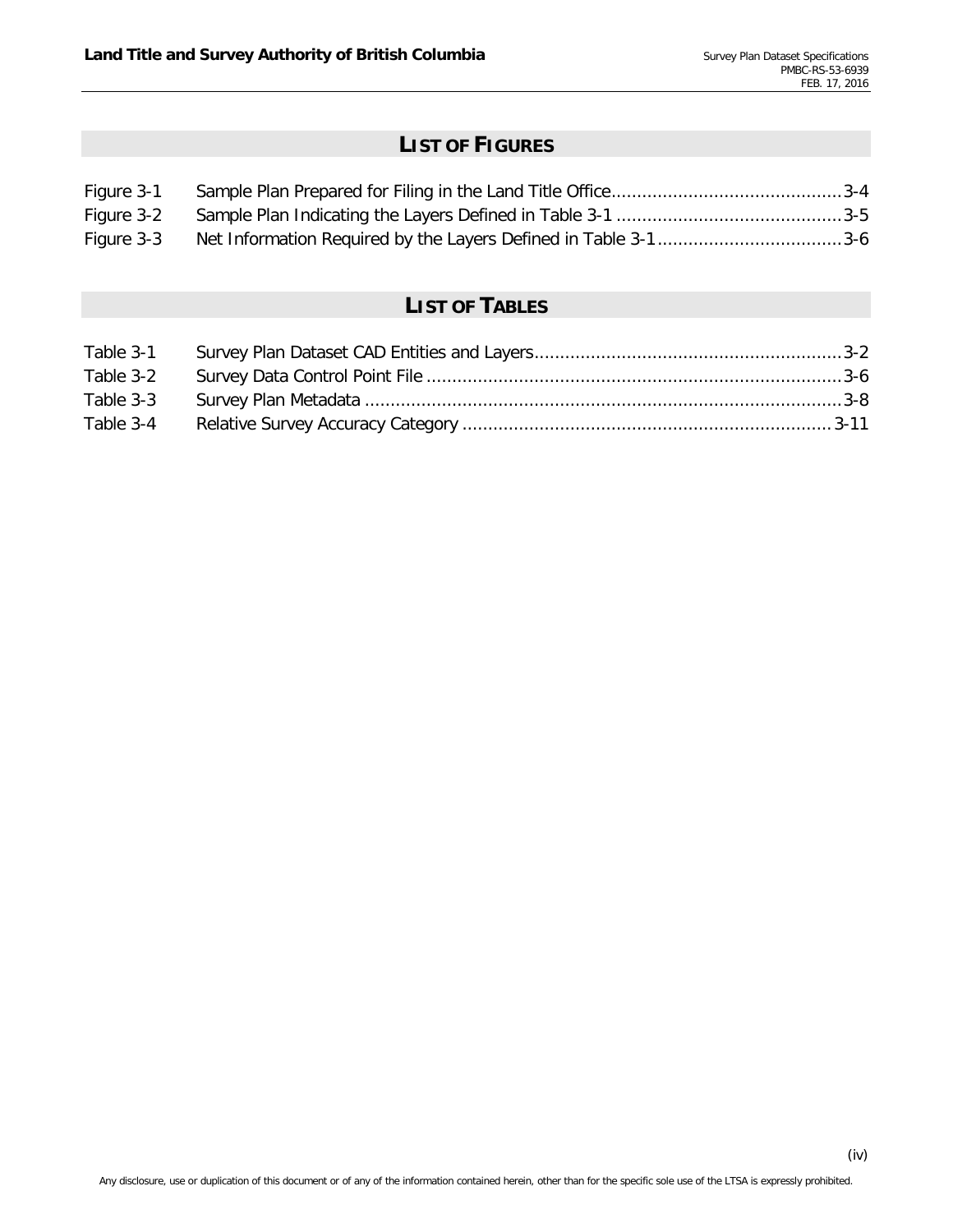## LIST OF FIGURES

| | | |
|---|---|---|
| Figure 3-1 | Sample Plan Prepared for Filing in the Land Title Office | 3-4 |
| Figure 3-2 | Sample Plan Indicating the Layers Defined in Table 3-1 | 3-5 |
| Figure 3-3 | Net Information Required by the Layers Defined in Table 3-1 | 3-6 |

## LIST OF TABLES

| | | |
|---|---|---|
| Table 3-1 | Survey Plan Dataset CAD Entities and Layers | 3-2 |
| Table 3-2 | Survey Data Control Point File | 3-6 |
| Table 3-3 | Survey Plan Metadata | 3-8 |
| Table 3-4 | Relative Survey Accuracy Category | 3-11 |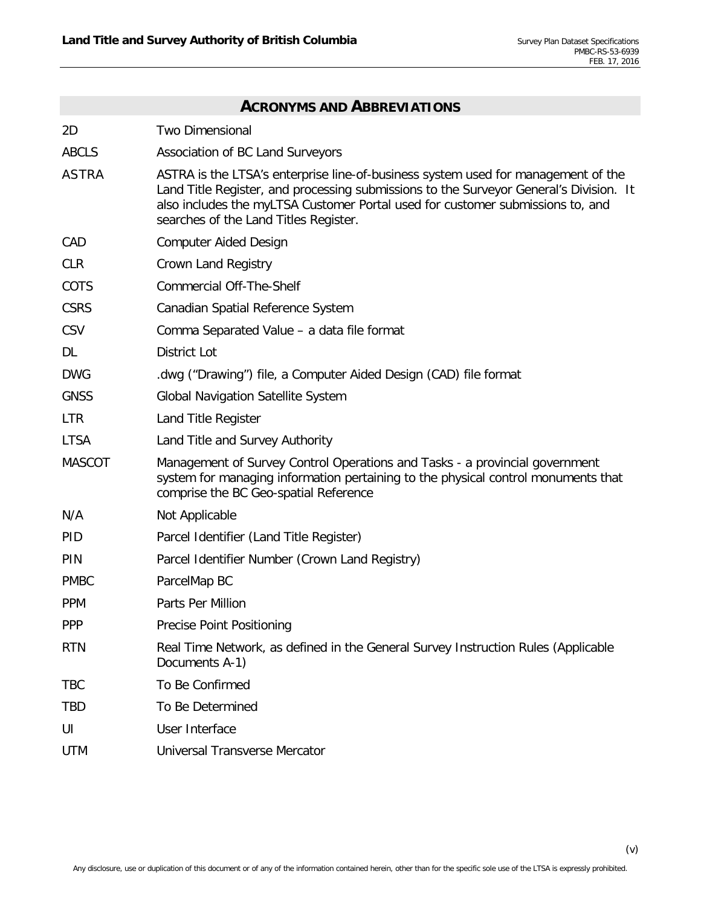## ACRONYMS AND ABBREVIATIONS

| | |
|---|---|
| 2D | Two Dimensional |
| ABCLS | Association of BC Land Surveyors |
| ASTRA | ASTRA is the LTSA's enterprise line-of-business system used for management of the Land Title Register, and processing submissions to the Surveyor General's Division. It also includes the myLTSA Customer Portal used for customer submissions to, and searches of the Land Titles Register. |
| CAD | Computer Aided Design |
| CLR | Crown Land Registry |
| COTS | Commercial Off-The-Shelf |
| CSRS | Canadian Spatial Reference System |
| CSV | Comma Separated Value – a data file format |
| DL | District Lot |
| DWG | .dwg ("Drawing") file, a Computer Aided Design (CAD) file format |
| GNSS | Global Navigation Satellite System |
| LTR | Land Title Register |
| LTSA | Land Title and Survey Authority |
| MASCOT | Management of Survey Control Operations and Tasks - a provincial government system for managing information pertaining to the physical control monuments that comprise the BC Geo-spatial Reference |
| N/A | Not Applicable |
| PID | Parcel Identifier (Land Title Register) |
| PIN | Parcel Identifier Number (Crown Land Registry) |
| PMBC | ParcelMap BC |
| PPM | Parts Per Million |
| PPP | Precise Point Positioning |
| RTN | Real Time Network, as defined in the General Survey Instruction Rules (Applicable Documents A-1) |
| TBC | To Be Confirmed |
| TBD | To Be Determined |
| UI | User Interface |
| UTM | Universal Transverse Mercator |

Any disclosure, use or duplication of this document or of any of the information contained herein, other than for the specific sole use of the LTSA is expressly prohibited.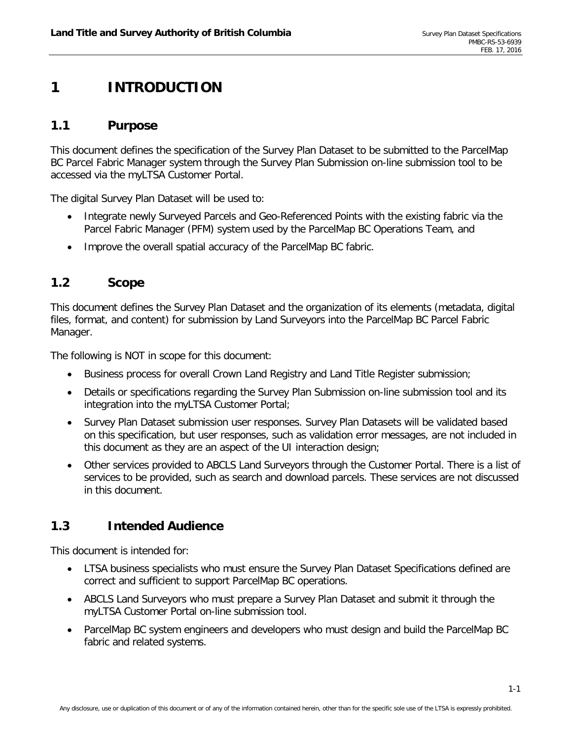# 1 INTRODUCTION

## 1.1 Purpose

This document defines the specification of the Survey Plan Dataset to be submitted to the ParcelMap BC Parcel Fabric Manager system through the Survey Plan Submission on-line submission tool to be accessed via the myLTSA Customer Portal.

The digital Survey Plan Dataset will be used to:

- Integrate newly Surveyed Parcels and Geo-Referenced Points with the existing fabric via the Parcel Fabric Manager (PFM) system used by the ParcelMap BC Operations Team, and
- Improve the overall spatial accuracy of the ParcelMap BC fabric.

## 1.2 Scope

This document defines the Survey Plan Dataset and the organization of its elements (metadata, digital files, format, and content) for submission by Land Surveyors into the ParcelMap BC Parcel Fabric Manager.

The following is NOT in scope for this document:

- Business process for overall Crown Land Registry and Land Title Register submission;
- Details or specifications regarding the Survey Plan Submission on-line submission tool and its integration into the myLTSA Customer Portal;
- Survey Plan Dataset submission user responses. Survey Plan Datasets will be validated based on this specification, but user responses, such as validation error messages, are not included in this document as they are an aspect of the UI interaction design;
- Other services provided to ABCLS Land Surveyors through the Customer Portal. There is a list of services to be provided, such as search and download parcels. These services are not discussed in this document.

## 1.3 Intended Audience

This document is intended for:

- LTSA business specialists who must ensure the Survey Plan Dataset Specifications defined are correct and sufficient to support ParcelMap BC operations.
- ABCLS Land Surveyors who must prepare a Survey Plan Dataset and submit it through the myLTSA Customer Portal on-line submission tool.
- ParcelMap BC system engineers and developers who must design and build the ParcelMap BC fabric and related systems.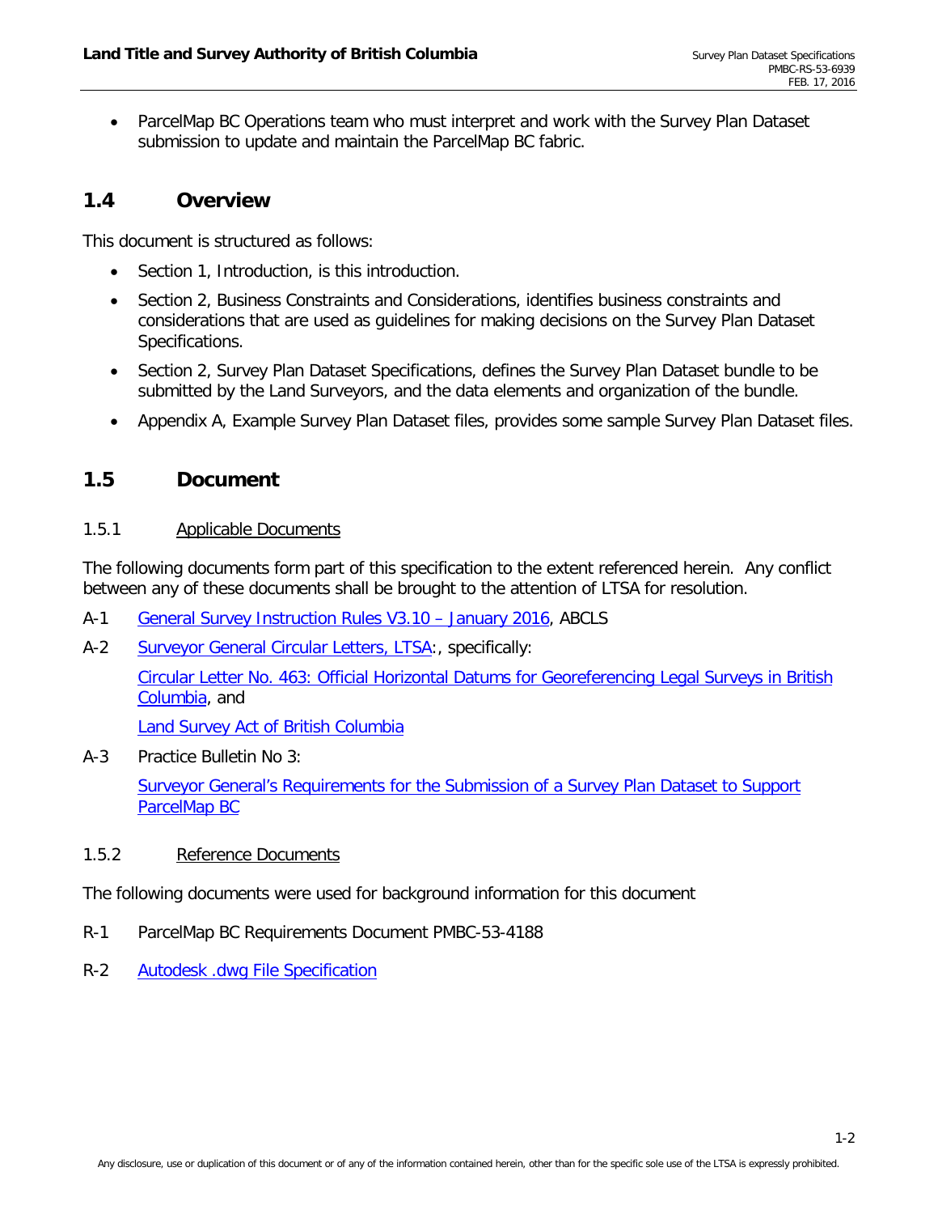- ParcelMap BC Operations team who must interpret and work with the Survey Plan Dataset submission to update and maintain the ParcelMap BC fabric.

## 1.4 Overview

This document is structured as follows:

- Section 1, Introduction, is this introduction.
- Section 2, Business Constraints and Considerations, identifies business constraints and considerations that are used as guidelines for making decisions on the Survey Plan Dataset Specifications.
- Section 2, Survey Plan Dataset Specifications, defines the Survey Plan Dataset bundle to be submitted by the Land Surveyors, and the data elements and organization of the bundle.
- Appendix A, Example Survey Plan Dataset files, provides some sample Survey Plan Dataset files.

## 1.5 Document

### 1.5.1 Applicable Documents

The following documents form part of this specification to the extent referenced herein. Any conflict between any of these documents shall be brought to the attention of LTSA for resolution.

A-1 General Survey Instruction Rules V3.10 – January 2016, ABCLS

A-2 Surveyor General Circular Letters, LTSA:, specifically:

Circular Letter No. 463: Official Horizontal Datums for Georeferencing Legal Surveys in British Columbia, and

Land Survey Act of British Columbia

A-3 Practice Bulletin No 3:

Surveyor General's Requirements for the Submission of a Survey Plan Dataset to Support ParcelMap BC

### 1.5.2 Reference Documents

The following documents were used for background information for this document

R-1 ParcelMap BC Requirements Document PMBC-53-4188

R-2 Autodesk .dwg File Specification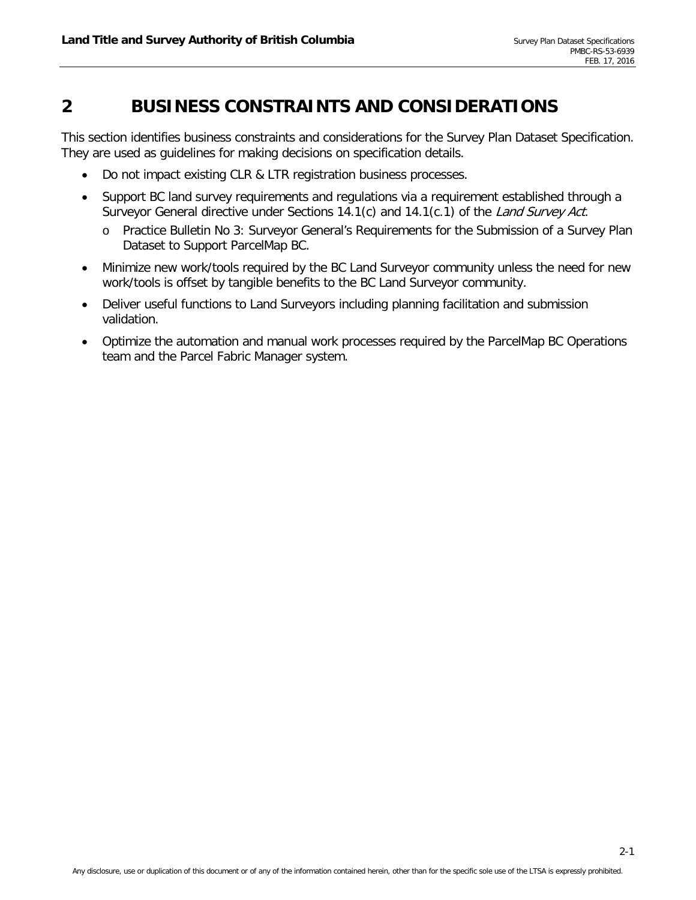# 2 BUSINESS CONSTRAINTS AND CONSIDERATIONS

This section identifies business constraints and considerations for the Survey Plan Dataset Specification. They are used as guidelines for making decisions on specification details.

- Do not impact existing CLR & LTR registration business processes.
- Support BC land survey requirements and regulations via a requirement established through a Surveyor General directive under Sections 14.1(c) and 14.1(c.1) of the *Land Survey Act*.
  - Practice Bulletin No 3: Surveyor General's Requirements for the Submission of a Survey Plan Dataset to Support ParcelMap BC.
- Minimize new work/tools required by the BC Land Surveyor community unless the need for new work/tools is offset by tangible benefits to the BC Land Surveyor community.
- Deliver useful functions to Land Surveyors including planning facilitation and submission validation.
- Optimize the automation and manual work processes required by the ParcelMap BC Operations team and the Parcel Fabric Manager system.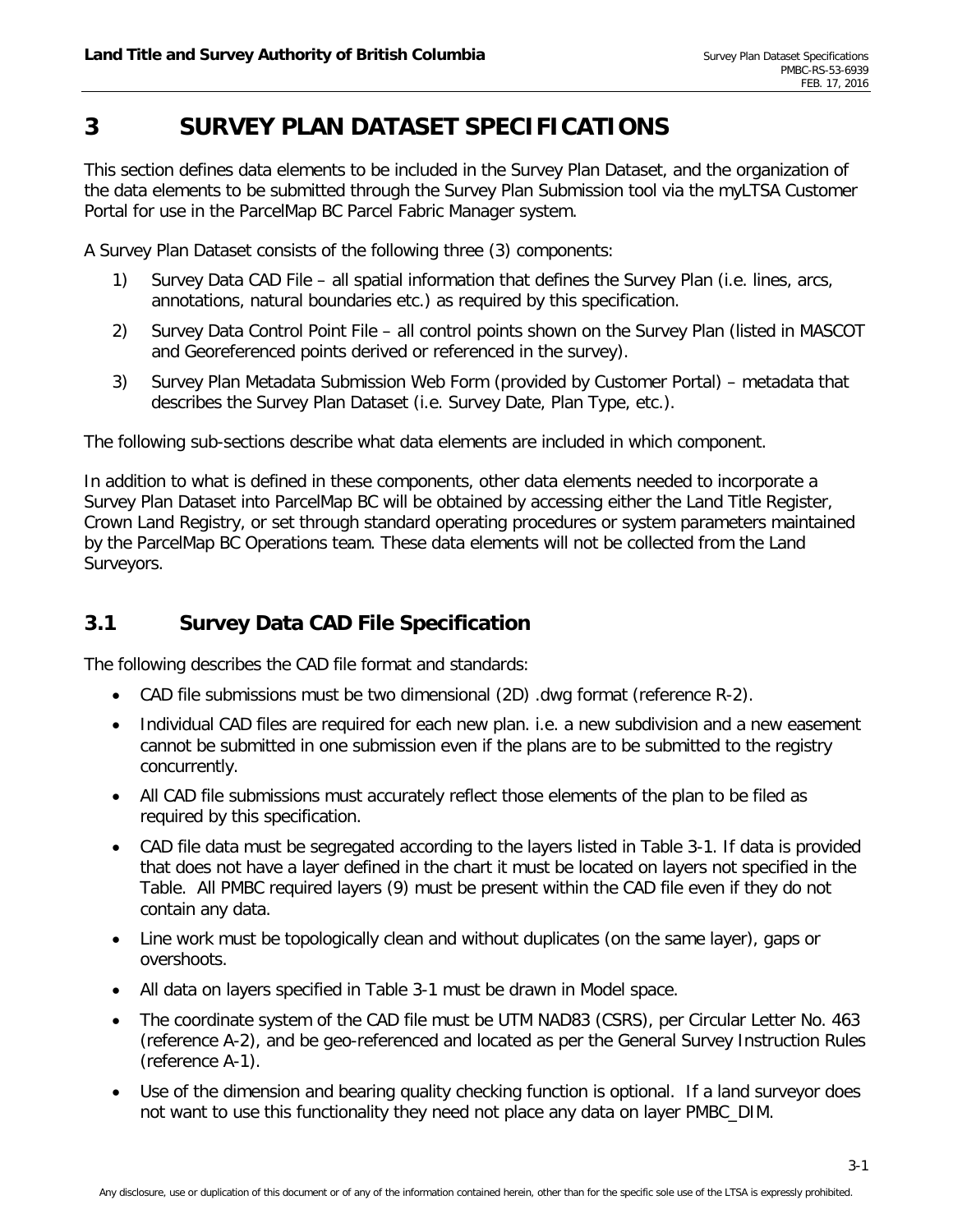# 3 SURVEY PLAN DATASET SPECIFICATIONS

This section defines data elements to be included in the Survey Plan Dataset, and the organization of the data elements to be submitted through the Survey Plan Submission tool via the myLTSA Customer Portal for use in the ParcelMap BC Parcel Fabric Manager system.

A Survey Plan Dataset consists of the following three (3) components:

1) Survey Data CAD File – all spatial information that defines the Survey Plan (i.e. lines, arcs, annotations, natural boundaries etc.) as required by this specification.
2) Survey Data Control Point File – all control points shown on the Survey Plan (listed in MASCOT and Georeferenced points derived or referenced in the survey).
3) Survey Plan Metadata Submission Web Form (provided by Customer Portal) – metadata that describes the Survey Plan Dataset (i.e. Survey Date, Plan Type, etc.).

The following sub-sections describe what data elements are included in which component.

In addition to what is defined in these components, other data elements needed to incorporate a Survey Plan Dataset into ParcelMap BC will be obtained by accessing either the Land Title Register, Crown Land Registry, or set through standard operating procedures or system parameters maintained by the ParcelMap BC Operations team. These data elements will not be collected from the Land Surveyors.

## 3.1 Survey Data CAD File Specification

The following describes the CAD file format and standards:

- CAD file submissions must be two dimensional (2D) .dwg format (reference R-2).
- Individual CAD files are required for each new plan. i.e. a new subdivision and a new easement cannot be submitted in one submission even if the plans are to be submitted to the registry concurrently.
- All CAD file submissions must accurately reflect those elements of the plan to be filed as required by this specification.
- CAD file data must be segregated according to the layers listed in Table 3-1. If data is provided that does not have a layer defined in the chart it must be located on layers not specified in the Table. All PMBC required layers (9) must be present within the CAD file even if they do not contain any data.
- Line work must be topologically clean and without duplicates (on the same layer), gaps or overshoots.
- All data on layers specified in Table 3-1 must be drawn in Model space.
- The coordinate system of the CAD file must be UTM NAD83 (CSRS), per Circular Letter No. 463 (reference A-2), and be geo-referenced and located as per the General Survey Instruction Rules (reference A-1).
- Use of the dimension and bearing quality checking function is optional. If a land surveyor does not want to use this functionality they need not place any data on layer PMBC_DIM.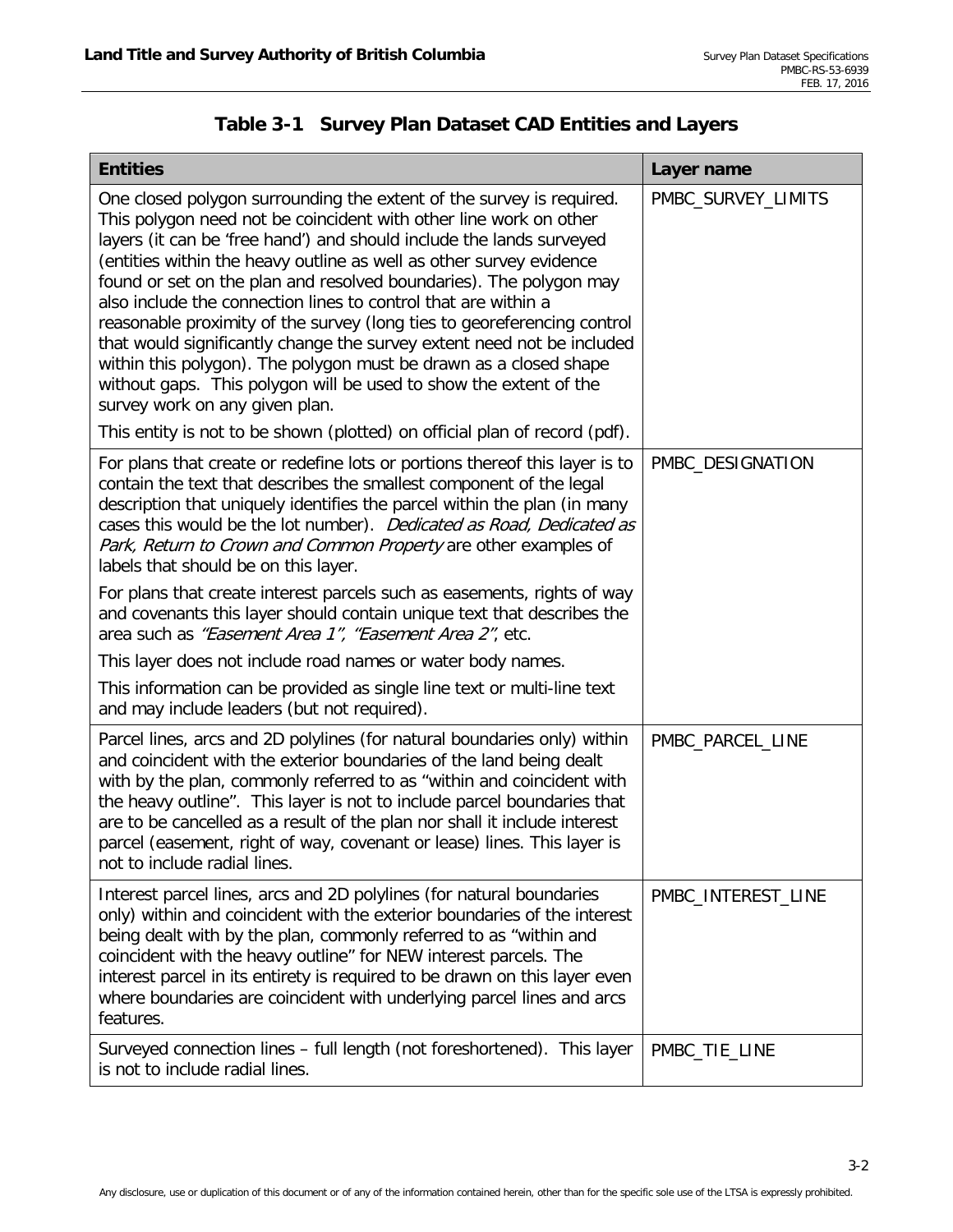## Table 3-1 Survey Plan Dataset CAD Entities and Layers

| Entities | Layer name |
|---|---|
| One closed polygon surrounding the extent of the survey is required. This polygon need not be coincident with other line work on other layers (it can be 'free hand') and should include the lands surveyed (entities within the heavy outline as well as other survey evidence found or set on the plan and resolved boundaries). The polygon may also include the connection lines to control that are within a reasonable proximity of the survey (long ties to georeferencing control that would significantly change the survey extent need not be included within this polygon). The polygon must be drawn as a closed shape without gaps. This polygon will be used to show the extent of the survey work on any given plan.<br><br>This entity is not to be shown (plotted) on official plan of record (pdf). | PMBC_SURVEY_LIMITS |
| For plans that create or redefine lots or portions thereof this layer is to contain the text that describes the smallest component of the legal description that uniquely identifies the parcel within the plan (in many cases this would be the lot number). *Dedicated as Road, Dedicated as Park, Return to Crown and Common Property* are other examples of labels that should be on this layer.<br><br>For plans that create interest parcels such as easements, rights of way and covenants this layer should contain unique text that describes the area such as *"Easement Area 1", "Easement Area 2"*, etc.<br><br>This layer does not include road names or water body names.<br><br>This information can be provided as single line text or multi-line text and may include leaders (but not required). | PMBC_DESIGNATION |
| Parcel lines, arcs and 2D polylines (for natural boundaries only) within and coincident with the exterior boundaries of the land being dealt with by the plan, commonly referred to as "within and coincident with the heavy outline". This layer is not to include parcel boundaries that are to be cancelled as a result of the plan nor shall it include interest parcel (easement, right of way, covenant or lease) lines. This layer is not to include radial lines. | PMBC_PARCEL_LINE |
| Interest parcel lines, arcs and 2D polylines (for natural boundaries only) within and coincident with the exterior boundaries of the interest being dealt with by the plan, commonly referred to as "within and coincident with the heavy outline" for NEW interest parcels. The interest parcel in its entirety is required to be drawn on this layer even where boundaries are coincident with underlying parcel lines and arcs features. | PMBC_INTEREST_LINE |
| Surveyed connection lines – full length (not foreshortened). This layer is not to include radial lines. | PMBC_TIE_LINE |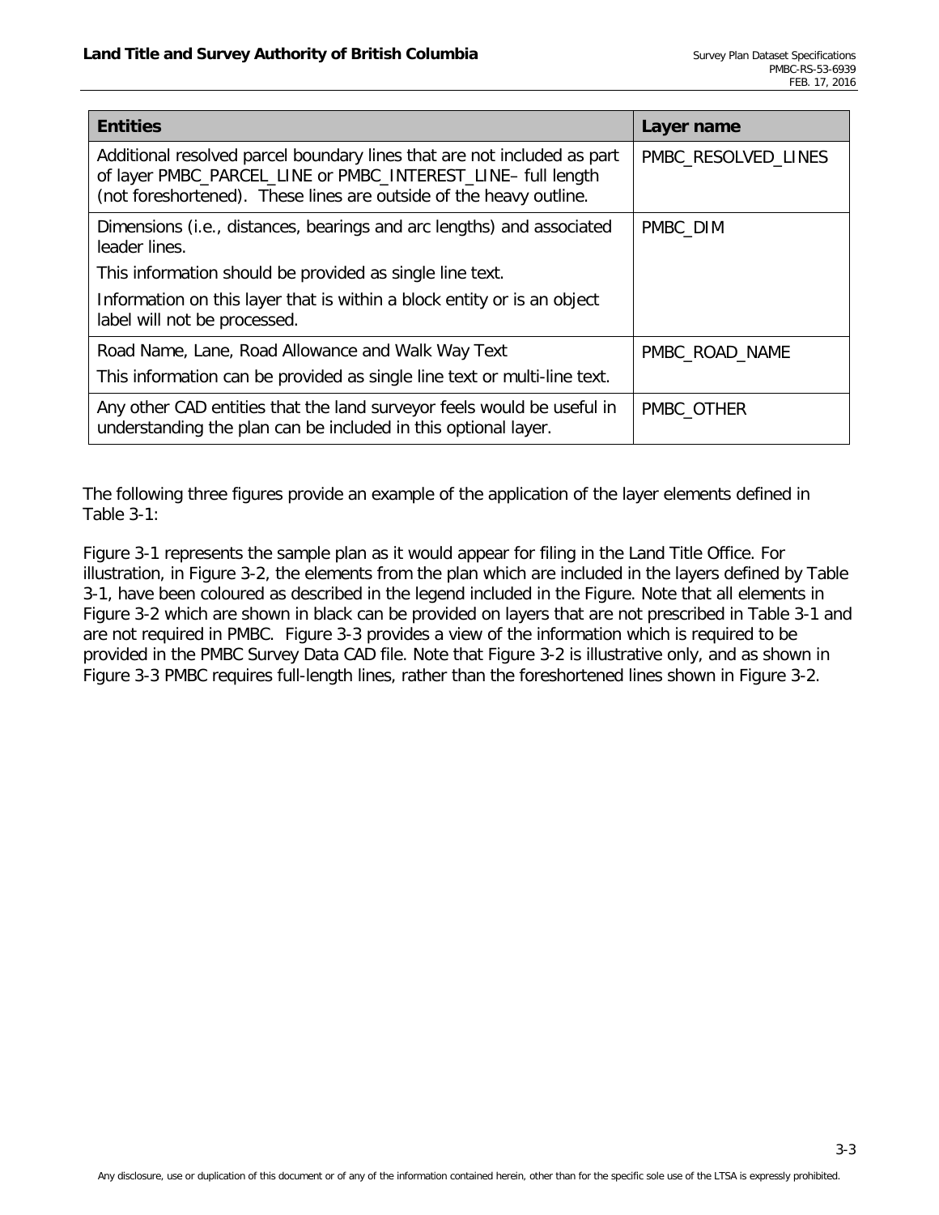| Entities | Layer name |
|---|---|
| Additional resolved parcel boundary lines that are not included as part of layer PMBC_PARCEL_LINE or PMBC_INTEREST_LINE– full length (not foreshortened). These lines are outside of the heavy outline. | PMBC_RESOLVED_LINES |
| Dimensions (i.e., distances, bearings and arc lengths) and associated leader lines.<br>This information should be provided as single line text.<br>Information on this layer that is within a block entity or is an object label will not be processed. | PMBC_DIM |
| Road Name, Lane, Road Allowance and Walk Way Text<br>This information can be provided as single line text or multi-line text. | PMBC_ROAD_NAME |
| Any other CAD entities that the land surveyor feels would be useful in understanding the plan can be included in this optional layer. | PMBC_OTHER |

The following three figures provide an example of the application of the layer elements defined in Table 3-1:

Figure 3-1 represents the sample plan as it would appear for filing in the Land Title Office. For illustration, in Figure 3-2, the elements from the plan which are included in the layers defined by Table 3-1, have been coloured as described in the legend included in the Figure. Note that all elements in Figure 3-2 which are shown in black can be provided on layers that are not prescribed in Table 3-1 and are not required in PMBC. Figure 3-3 provides a view of the information which is required to be provided in the PMBC Survey Data CAD file. Note that Figure 3-2 is illustrative only, and as shown in Figure 3-3 PMBC requires full-length lines, rather than the foreshortened lines shown in Figure 3-2.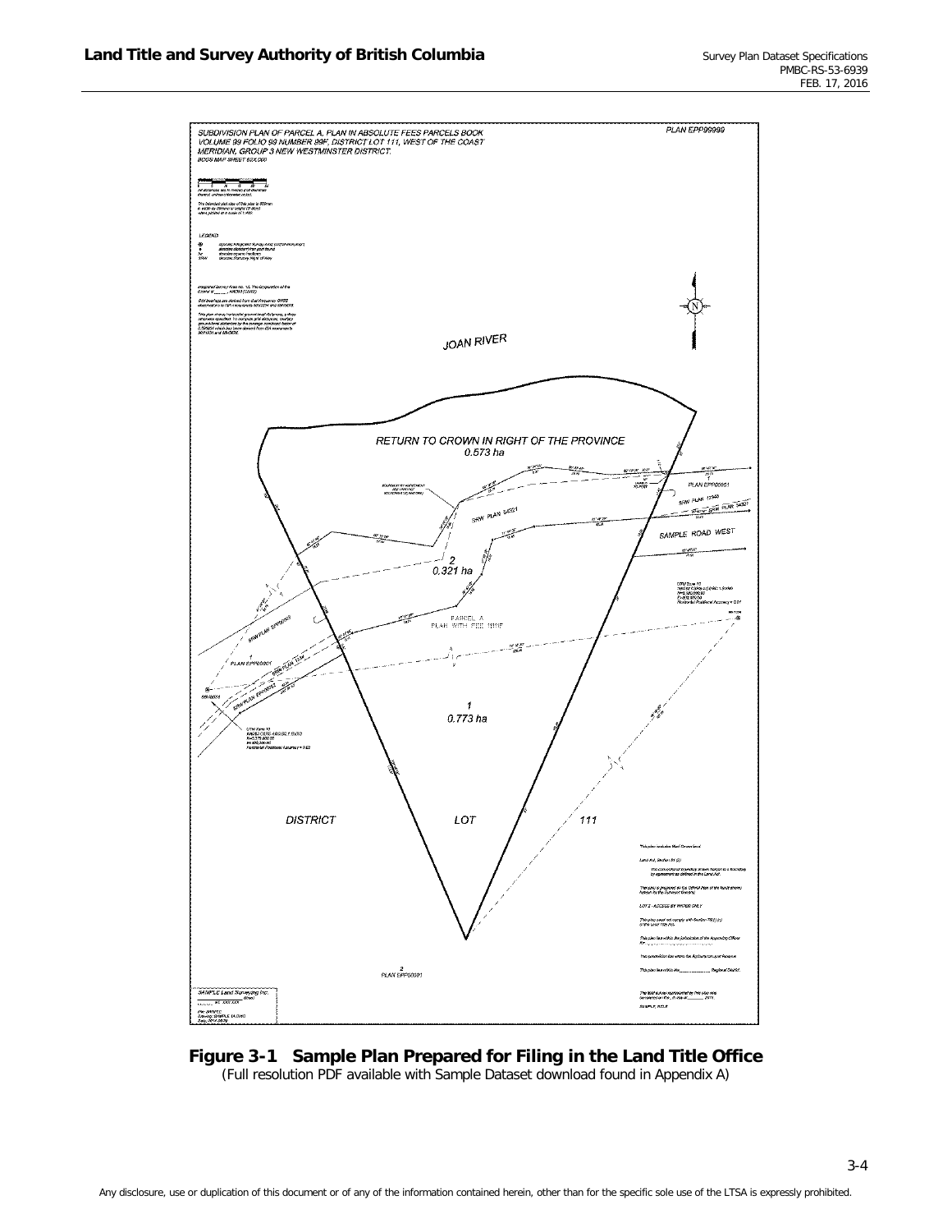**Figure 3-1 Sample Plan Prepared for Filing in the Land Title Office**
(Full resolution PDF available with Sample Dataset download found in Appendix A)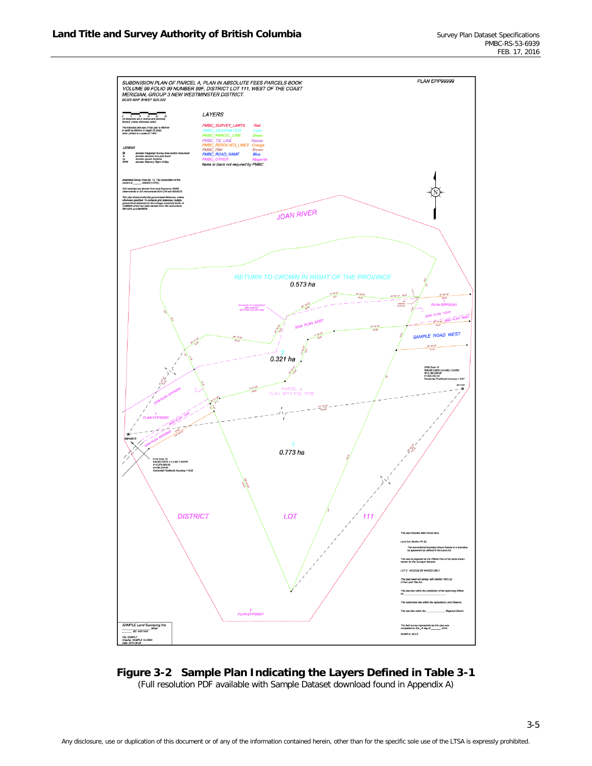SUBDIVISION PLAN OF PARCEL A, PLAN IN ABSOLUTE FEES PARCELS BOOK VOLUME 99 FOLIO 99 NUMBER 99F, DISTRICT LOT 111, WEST OF THE COAST MERIDIAN, GROUP 3 NEW WESTMINSTER DISTRICT.

BCGS MAP SHEET 92X.000

PLAN EPP99999

LAYERS

| Layer | Colour |
|---|---|
| PMBC_SURVEY_LIMITS | Red |
| PMBC_DESIGNATION | Cyan |
| PMBC_PARCEL_LINE | Green |
| PMBC_TIE_LINE | Mauve |
| PMBC_RESOLVED_LINES | Orange |
| PMBC_DIM | Brown |
| PMBC_ROAD_NAME | Blue |
| PMBC_OTHER | Magenta |

Items in black not required by PMBC

JOAN RIVER

RETURN TO CROWN IN RIGHT OF THE PROVINCE
0.573 ha

SRW PLAN 54321

SAMPLE ROAD WEST

2
0.321 ha

PARCEL A
PLAN WITH FEES 11111F

1
0.773 ha

DISTRICT LOT 111

2
PLAN EPP00001

SAMPLE Land Surveying Inc.

**Figure 3-2 Sample Plan Indicating the Layers Defined in Table 3-1**

(Full resolution PDF available with Sample Dataset download found in Appendix A)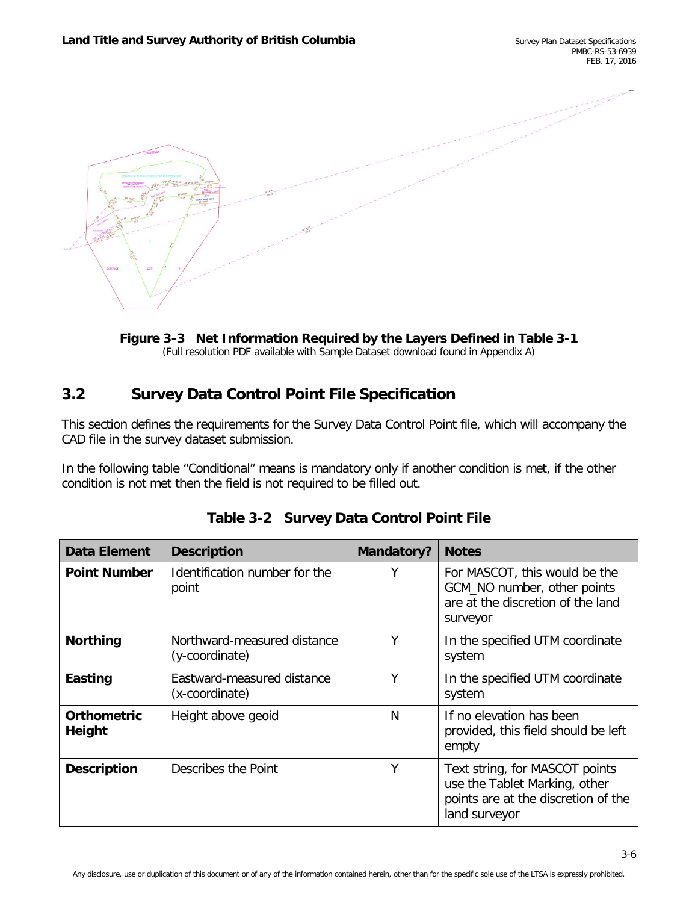**Figure 3-3 Net Information Required by the Layers Defined in Table 3-1**
(Full resolution PDF available with Sample Dataset download found in Appendix A)

## 3.2 Survey Data Control Point File Specification

This section defines the requirements for the Survey Data Control Point file, which will accompany the CAD file in the survey dataset submission.

In the following table "Conditional" means is mandatory only if another condition is met, if the other condition is not met then the field is not required to be filled out.

**Table 3-2 Survey Data Control Point File**

| Data Element | Description | Mandatory? | Notes |
|---|---|---|---|
| **Point Number** | Identification number for the point | Y | For MASCOT, this would be the GCM_NO number, other points are at the discretion of the land surveyor |
| **Northing** | Northward-measured distance (y-coordinate) | Y | In the specified UTM coordinate system |
| **Easting** | Eastward-measured distance (x-coordinate) | Y | In the specified UTM coordinate system |
| **Orthometric Height** | Height above geoid | N | If no elevation has been provided, this field should be left empty |
| **Description** | Describes the Point | Y | Text string, for MASCOT points use the Tablet Marking, other points are at the discretion of the land surveyor |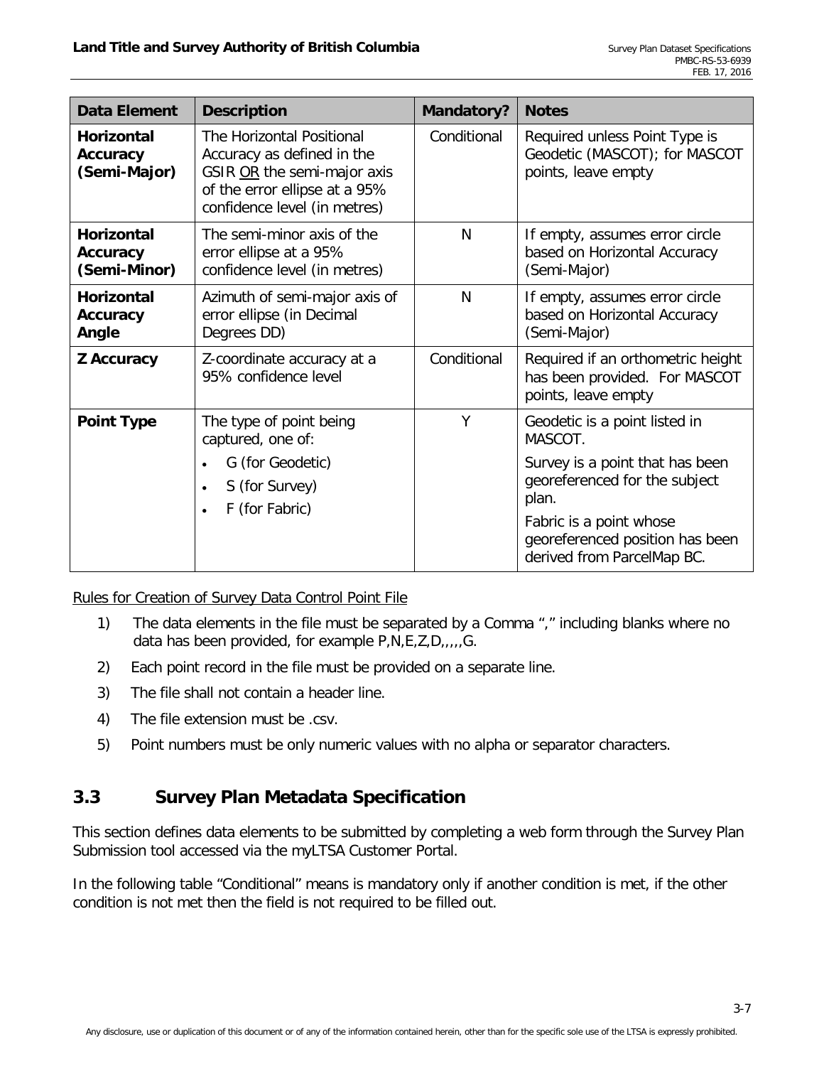| Data Element | Description | Mandatory? | Notes |
|---|---|---|---|
| **Horizontal Accuracy (Semi-Major)** | The Horizontal Positional Accuracy as defined in the GSIR OR the semi-major axis of the error ellipse at a 95% confidence level (in metres) | Conditional | Required unless Point Type is Geodetic (MASCOT); for MASCOT points, leave empty |
| **Horizontal Accuracy (Semi-Minor)** | The semi-minor axis of the error ellipse at a 95% confidence level (in metres) | N | If empty, assumes error circle based on Horizontal Accuracy (Semi-Major) |
| **Horizontal Accuracy Angle** | Azimuth of semi-major axis of error ellipse (in Decimal Degrees DD) | N | If empty, assumes error circle based on Horizontal Accuracy (Semi-Major) |
| **Z Accuracy** | Z-coordinate accuracy at a 95% confidence level | Conditional | Required if an orthometric height has been provided. For MASCOT points, leave empty |
| **Point Type** | The type of point being captured, one of: <br>• G (for Geodetic) <br>• S (for Survey) <br>• F (for Fabric) | Y | Geodetic is a point listed in MASCOT. <br>Survey is a point that has been georeferenced for the subject plan. <br>Fabric is a point whose georeferenced position has been derived from ParcelMap BC. |

Rules for Creation of Survey Data Control Point File

1) The data elements in the file must be separated by a Comma "," including blanks where no data has been provided, for example P,N,E,Z,D,,,,,G.
2) Each point record in the file must be provided on a separate line.
3) The file shall not contain a header line.
4) The file extension must be .csv.
5) Point numbers must be only numeric values with no alpha or separator characters.

## 3.3 Survey Plan Metadata Specification

This section defines data elements to be submitted by completing a web form through the Survey Plan Submission tool accessed via the myLTSA Customer Portal.

In the following table "Conditional" means is mandatory only if another condition is met, if the other condition is not met then the field is not required to be filled out.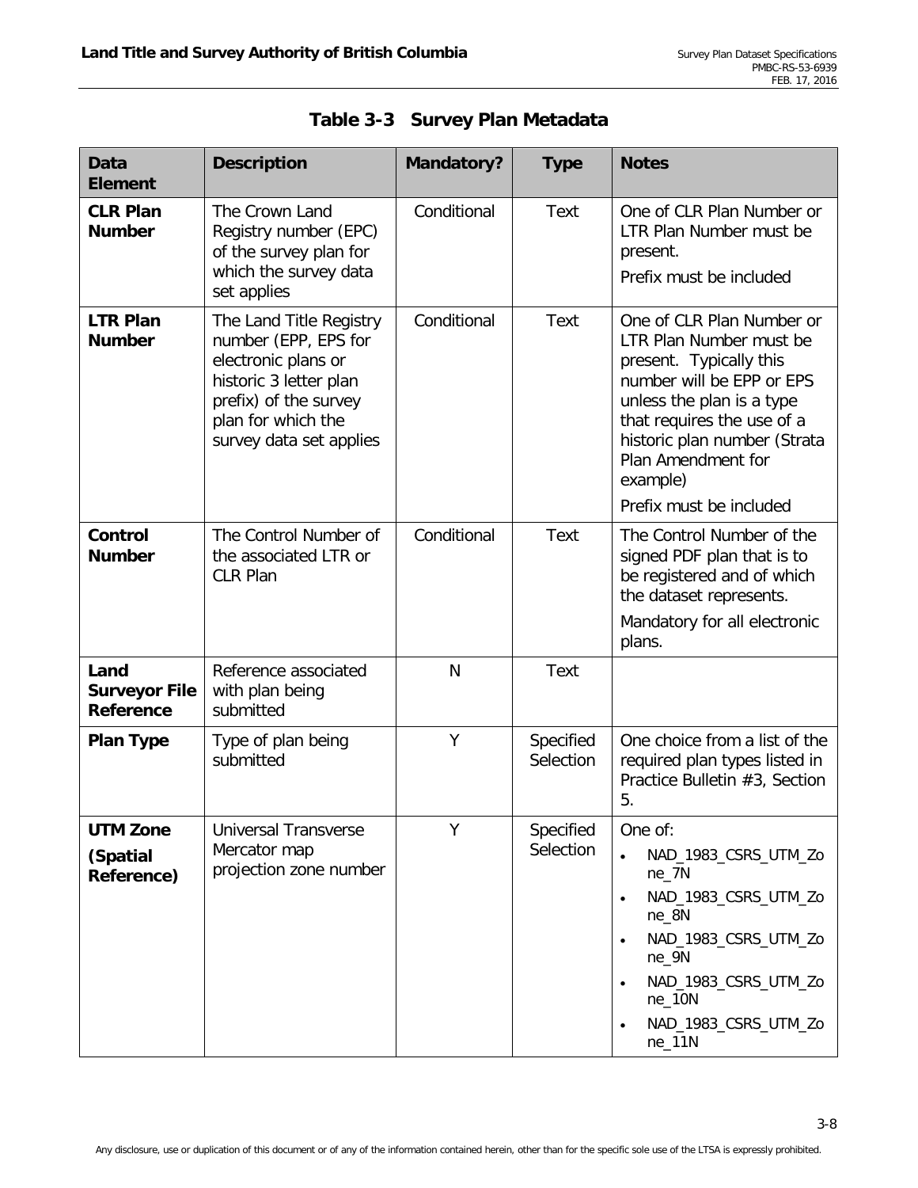## Table 3-3 Survey Plan Metadata

| Data Element | Description | Mandatory? | Type | Notes |
|---|---|---|---|---|
| **CLR Plan Number** | The Crown Land Registry number (EPC) of the survey plan for which the survey data set applies | Conditional | Text | One of CLR Plan Number or LTR Plan Number must be present.<br>Prefix must be included |
| **LTR Plan Number** | The Land Title Registry number (EPP, EPS for electronic plans or historic 3 letter plan prefix) of the survey plan for which the survey data set applies | Conditional | Text | One of CLR Plan Number or LTR Plan Number must be present. Typically this number will be EPP or EPS unless the plan is a type that requires the use of a historic plan number (Strata Plan Amendment for example)<br>Prefix must be included |
| **Control Number** | The Control Number of the associated LTR or CLR Plan | Conditional | Text | The Control Number of the signed PDF plan that is to be registered and of which the dataset represents.<br>Mandatory for all electronic plans. |
| **Land Surveyor File Reference** | Reference associated with plan being submitted | N | Text | |
| **Plan Type** | Type of plan being submitted | Y | Specified Selection | One choice from a list of the required plan types listed in Practice Bulletin #3, Section 5. |
| **UTM Zone (Spatial Reference)** | Universal Transverse Mercator map projection zone number | Y | Specified Selection | One of:<br>• NAD_1983_CSRS_UTM_Zone_7N<br>• NAD_1983_CSRS_UTM_Zone_8N<br>• NAD_1983_CSRS_UTM_Zone_9N<br>• NAD_1983_CSRS_UTM_Zone_10N<br>• NAD_1983_CSRS_UTM_Zone_11N |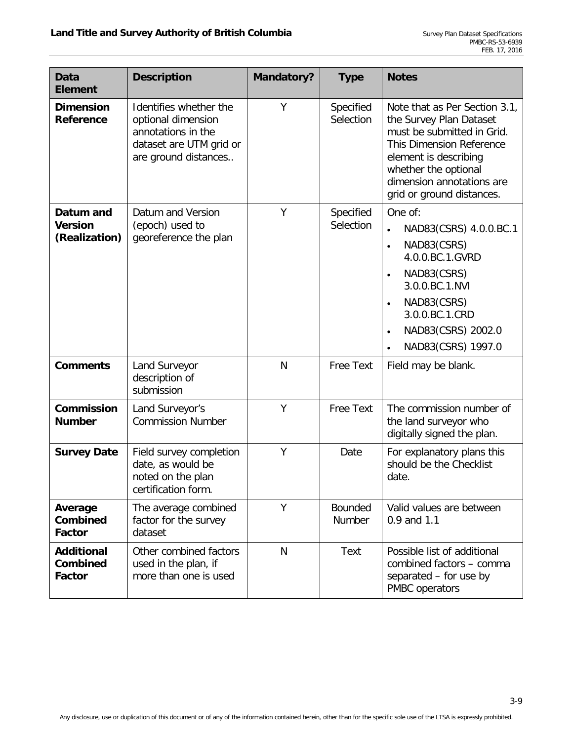| Data Element | Description | Mandatory? | Type | Notes |
| --- | --- | --- | --- | --- |
| **Dimension Reference** | Identifies whether the optional dimension annotations in the dataset are UTM grid or are ground distances.. | Y | Specified Selection | Note that as Per Section 3.1, the Survey Plan Dataset must be submitted in Grid. This Dimension Reference element is describing whether the optional dimension annotations are grid or ground distances. |
| **Datum and Version (Realization)** | Datum and Version (epoch) used to georeference the plan | Y | Specified Selection | One of: <br>• NAD83(CSRS) 4.0.0.BC.1 <br>• NAD83(CSRS) 4.0.0.BC.1.GVRD <br>• NAD83(CSRS) 3.0.0.BC.1.NVI <br>• NAD83(CSRS) 3.0.0.BC.1.CRD <br>• NAD83(CSRS) 2002.0 <br>• NAD83(CSRS) 1997.0 |
| **Comments** | Land Surveyor description of submission | N | Free Text | Field may be blank. |
| **Commission Number** | Land Surveyor's Commission Number | Y | Free Text | The commission number of the land surveyor who digitally signed the plan. |
| **Survey Date** | Field survey completion date, as would be noted on the plan certification form. | Y | Date | For explanatory plans this should be the Checklist date. |
| **Average Combined Factor** | The average combined factor for the survey dataset | Y | Bounded Number | Valid values are between 0.9 and 1.1 |
| **Additional Combined Factor** | Other combined factors used in the plan, if more than one is used | N | Text | Possible list of additional combined factors – comma separated – for use by PMBC operators |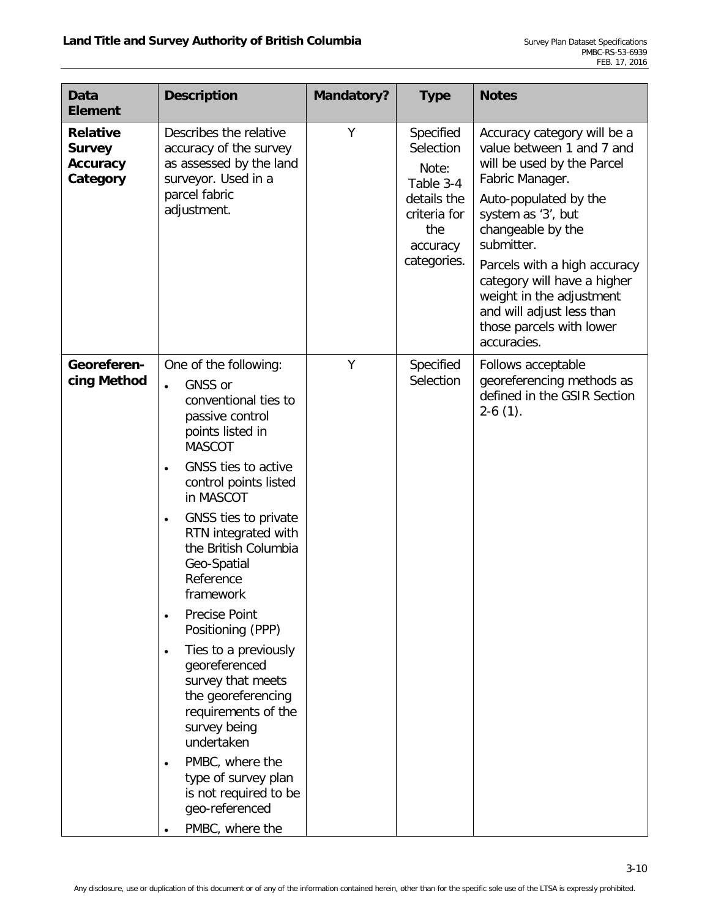| Data Element | Description | Mandatory? | Type | Notes |
|---|---|---|---|---|
| **Relative Survey Accuracy Category** | Describes the relative accuracy of the survey as assessed by the land surveyor. Used in a parcel fabric adjustment. | Y | Specified Selection<br><br>Note: Table 3-4 details the criteria for the accuracy categories. | Accuracy category will be a value between 1 and 7 and will be used by the Parcel Fabric Manager.<br><br>Auto-populated by the system as '3', but changeable by the submitter.<br><br>Parcels with a high accuracy category will have a higher weight in the adjustment and will adjust less than those parcels with lower accuracies. |
| **Georeferencing Method** | One of the following:<br>• GNSS or conventional ties to passive control points listed in MASCOT<br>• GNSS ties to active control points listed in MASCOT<br>• GNSS ties to private RTN integrated with the British Columbia Geo-Spatial Reference framework<br>• Precise Point Positioning (PPP)<br>• Ties to a previously georeferenced survey that meets the georeferencing requirements of the survey being undertaken<br>• PMBC, where the type of survey plan is not required to be geo-referenced<br>• PMBC, where the | Y | Specified Selection | Follows acceptable georeferencing methods as defined in the GSIR Section 2-6 (1). |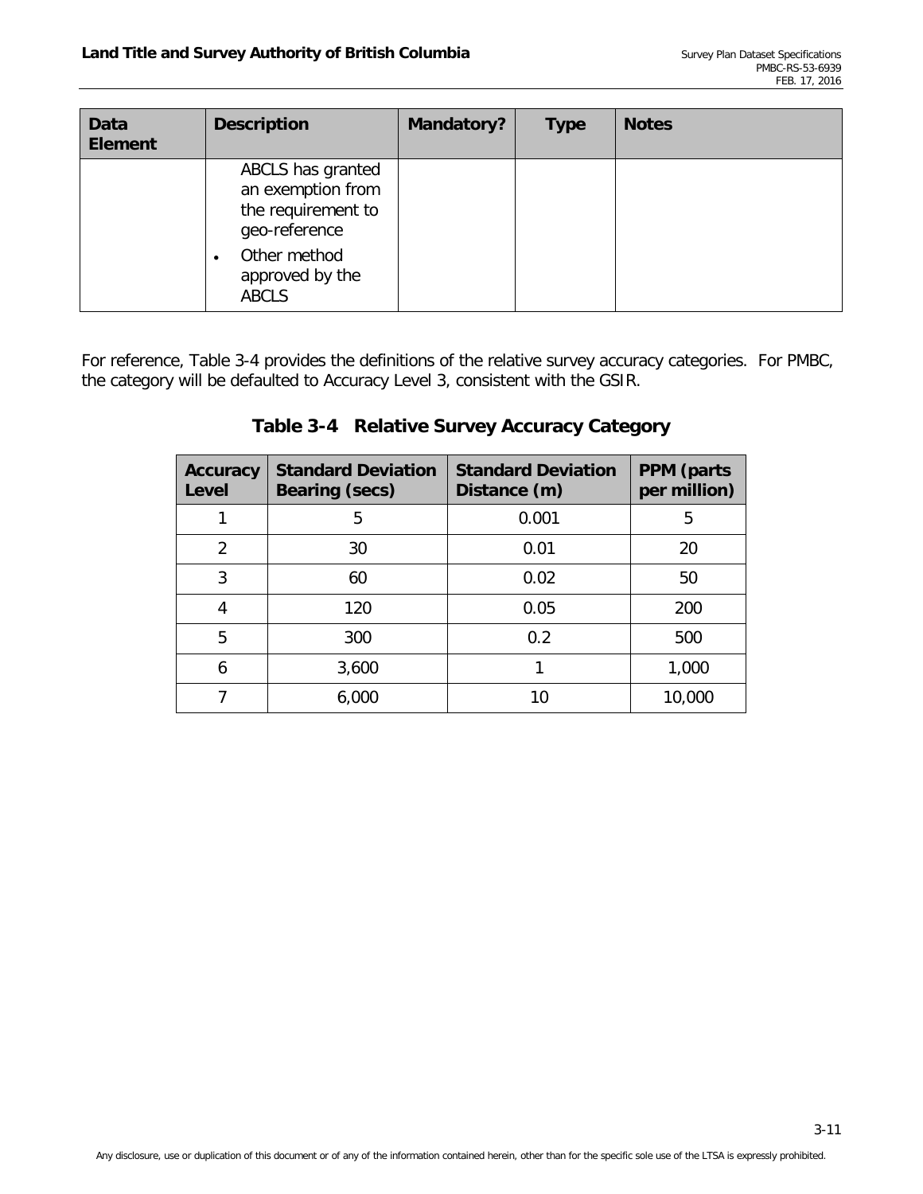| Data Element | Description | Mandatory? | Type | Notes |
|---|---|---|---|---|
| | ABCLS has granted an exemption from the requirement to geo-reference<br>• Other method approved by the ABCLS | | | |

For reference, Table 3-4 provides the definitions of the relative survey accuracy categories. For PMBC, the category will be defaulted to Accuracy Level 3, consistent with the GSIR.

**Table 3-4 Relative Survey Accuracy Category**

| Accuracy Level | Standard Deviation Bearing (secs) | Standard Deviation Distance (m) | PPM (parts per million) |
|---|---|---|---|
| 1 | 5 | 0.001 | 5 |
| 2 | 30 | 0.01 | 20 |
| 3 | 60 | 0.02 | 50 |
| 4 | 120 | 0.05 | 200 |
| 5 | 300 | 0.2 | 500 |
| 6 | 3,600 | 1 | 1,000 |
| 7 | 6,000 | 10 | 10,000 |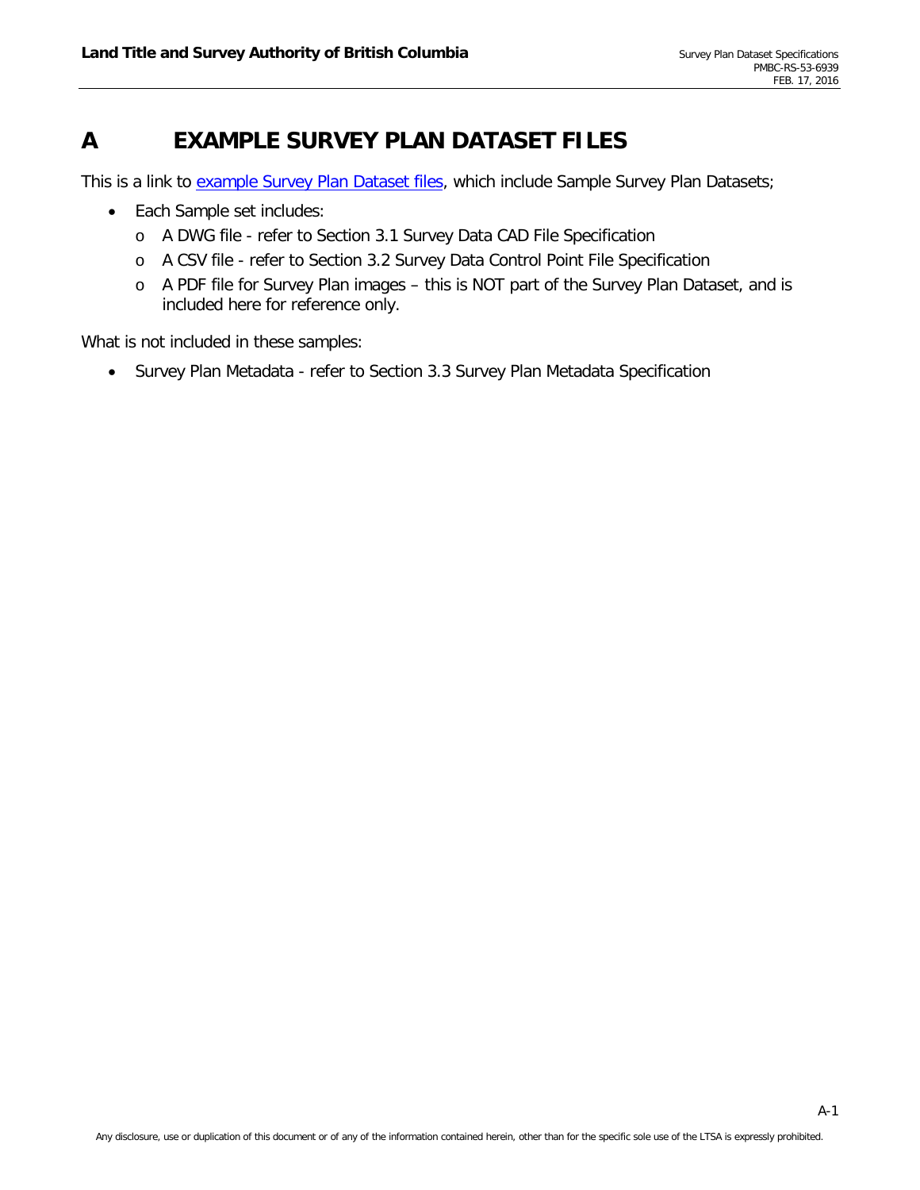# A EXAMPLE SURVEY PLAN DATASET FILES

This is a link to example Survey Plan Dataset files, which include Sample Survey Plan Datasets;

- Each Sample set includes:
  - A DWG file - refer to Section 3.1 Survey Data CAD File Specification
  - A CSV file - refer to Section 3.2 Survey Data Control Point File Specification
  - A PDF file for Survey Plan images – this is NOT part of the Survey Plan Dataset, and is included here for reference only.

What is not included in these samples:

- Survey Plan Metadata - refer to Section 3.3 Survey Plan Metadata Specification